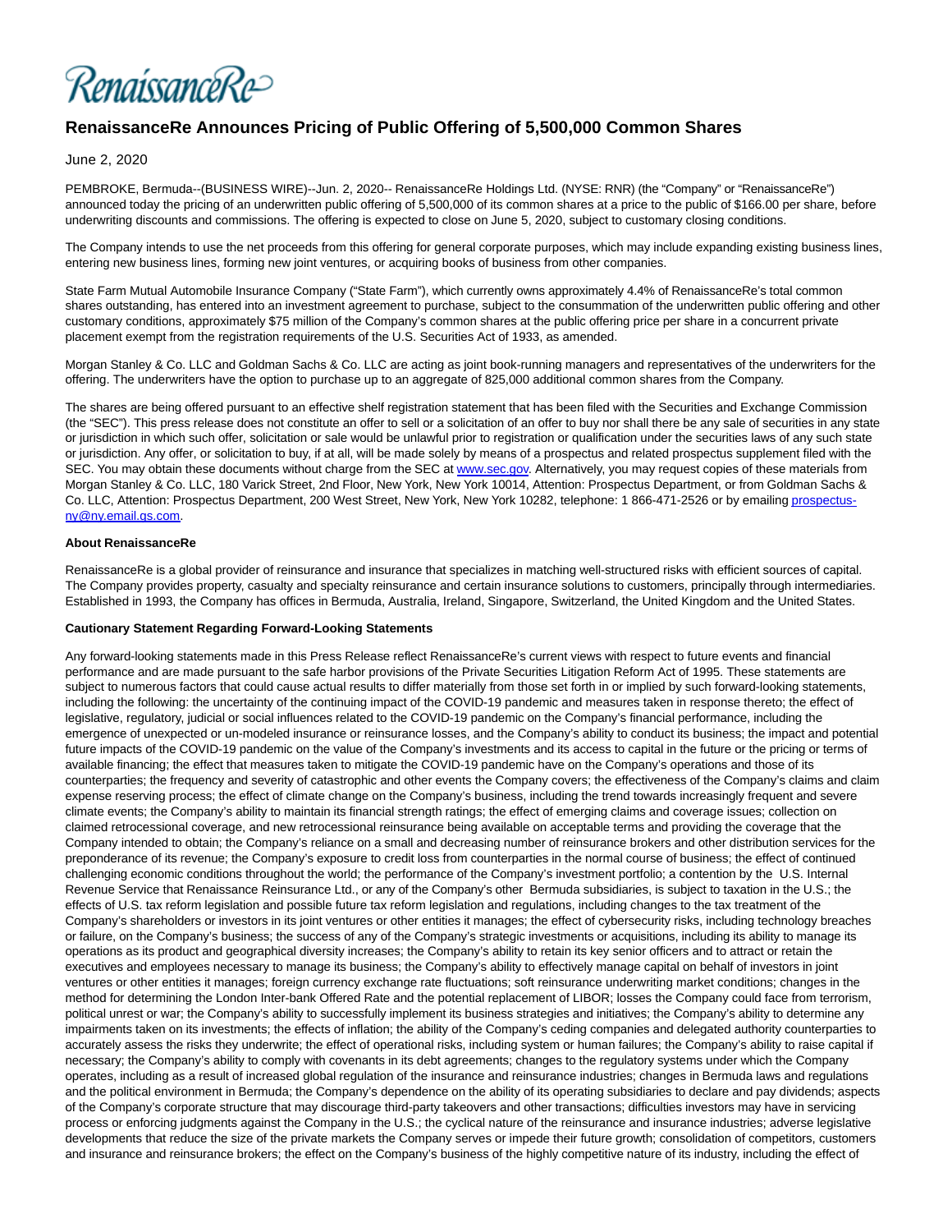RenaissanceRe

# RenaissanceRe Announces Pricing of Public Offering of 5,500,000 Common Shares

June 2, 2020

PEMBROKE, Bermuda--(BUSINESS WIRE)--Jun. 2, 2020-- RenaissanceRe Holdings Ltd. (NYSE: RNR) (the "Company" or "RenaissanceRe") announced today the pricing of an underwritten public offering of 5,500,000 of its common shares at a price to the public of $166.00 per share, before underwriting discounts and commissions. The offering is expected to close on June 5, 2020, subject to customary closing conditions.

The Company intends to use the net proceeds from this offering for general corporate purposes, which may include expanding existing business lines, entering new business lines, forming new joint ventures, or acquiring books of business from other companies.

State Farm Mutual Automobile Insurance Company ("State Farm"), which currently owns approximately 4.4% of RenaissanceRe's total common shares outstanding, has entered into an investment agreement to purchase, subject to the consummation of the underwritten public offering and other customary conditions, approximately $75 million of the Company's common shares at the public offering price per share in a concurrent private placement exempt from the registration requirements of the U.S. Securities Act of 1933, as amended.

Morgan Stanley & Co. LLC and Goldman Sachs & Co. LLC are acting as joint book-running managers and representatives of the underwriters for the offering. The underwriters have the option to purchase up to an aggregate of 825,000 additional common shares from the Company.

The shares are being offered pursuant to an effective shelf registration statement that has been filed with the Securities and Exchange Commission (the "SEC"). This press release does not constitute an offer to sell or a solicitation of an offer to buy nor shall there be any sale of securities in any state or jurisdiction in which such offer, solicitation or sale would be unlawful prior to registration or qualification under the securities laws of any such state or jurisdiction. Any offer, or solicitation to buy, if at all, will be made solely by means of a prospectus and related prospectus supplement filed with the SEC. You may obtain these documents without charge from the SEC at www.sec.gov. Alternatively, you may request copies of these materials from Morgan Stanley & Co. LLC, 180 Varick Street, 2nd Floor, New York, New York 10014, Attention: Prospectus Department, or from Goldman Sachs & Co. LLC, Attention: Prospectus Department, 200 West Street, New York, New York 10282, telephone: 1 866-471-2526 or by emailing prospectus-ny@ny.email.gs.com.

**About RenaissanceRe**

RenaissanceRe is a global provider of reinsurance and insurance that specializes in matching well-structured risks with efficient sources of capital. The Company provides property, casualty and specialty reinsurance and certain insurance solutions to customers, principally through intermediaries. Established in 1993, the Company has offices in Bermuda, Australia, Ireland, Singapore, Switzerland, the United Kingdom and the United States.

**Cautionary Statement Regarding Forward-Looking Statements**

Any forward-looking statements made in this Press Release reflect RenaissanceRe's current views with respect to future events and financial performance and are made pursuant to the safe harbor provisions of the Private Securities Litigation Reform Act of 1995. These statements are subject to numerous factors that could cause actual results to differ materially from those set forth in or implied by such forward-looking statements, including the following: the uncertainty of the continuing impact of the COVID-19 pandemic and measures taken in response thereto; the effect of legislative, regulatory, judicial or social influences related to the COVID-19 pandemic on the Company's financial performance, including the emergence of unexpected or un-modeled insurance or reinsurance losses, and the Company's ability to conduct its business; the impact and potential future impacts of the COVID-19 pandemic on the value of the Company's investments and its access to capital in the future or the pricing or terms of available financing; the effect that measures taken to mitigate the COVID-19 pandemic have on the Company's operations and those of its counterparties; the frequency and severity of catastrophic and other events the Company covers; the effectiveness of the Company's claims and claim expense reserving process; the effect of climate change on the Company's business, including the trend towards increasingly frequent and severe climate events; the Company's ability to maintain its financial strength ratings; the effect of emerging claims and coverage issues; collection on claimed retrocessional coverage, and new retrocessional reinsurance being available on acceptable terms and providing the coverage that the Company intended to obtain; the Company's reliance on a small and decreasing number of reinsurance brokers and other distribution services for the preponderance of its revenue; the Company's exposure to credit loss from counterparties in the normal course of business; the effect of continued challenging economic conditions throughout the world; the performance of the Company's investment portfolio; a contention by the U.S. Internal Revenue Service that Renaissance Reinsurance Ltd., or any of the Company's other Bermuda subsidiaries, is subject to taxation in the U.S.; the effects of U.S. tax reform legislation and possible future tax reform legislation and regulations, including changes to the tax treatment of the Company's shareholders or investors in its joint ventures or other entities it manages; the effect of cybersecurity risks, including technology breaches or failure, on the Company's business; the success of any of the Company's strategic investments or acquisitions, including its ability to manage its operations as its product and geographical diversity increases; the Company's ability to retain its key senior officers and to attract or retain the executives and employees necessary to manage its business; the Company's ability to effectively manage capital on behalf of investors in joint ventures or other entities it manages; foreign currency exchange rate fluctuations; soft reinsurance underwriting market conditions; changes in the method for determining the London Inter-bank Offered Rate and the potential replacement of LIBOR; losses the Company could face from terrorism, political unrest or war; the Company's ability to successfully implement its business strategies and initiatives; the Company's ability to determine any impairments taken on its investments; the effects of inflation; the ability of the Company's ceding companies and delegated authority counterparties to accurately assess the risks they underwrite; the effect of operational risks, including system or human failures; the Company's ability to raise capital if necessary; the Company's ability to comply with covenants in its debt agreements; changes to the regulatory systems under which the Company operates, including as a result of increased global regulation of the insurance and reinsurance industries; changes in Bermuda laws and regulations and the political environment in Bermuda; the Company's dependence on the ability of its operating subsidiaries to declare and pay dividends; aspects of the Company's corporate structure that may discourage third-party takeovers and other transactions; difficulties investors may have in servicing process or enforcing judgments against the Company in the U.S.; the cyclical nature of the reinsurance and insurance industries; adverse legislative developments that reduce the size of the private markets the Company serves or impede their future growth; consolidation of competitors, customers and insurance and reinsurance brokers; the effect on the Company's business of the highly competitive nature of its industry, including the effect of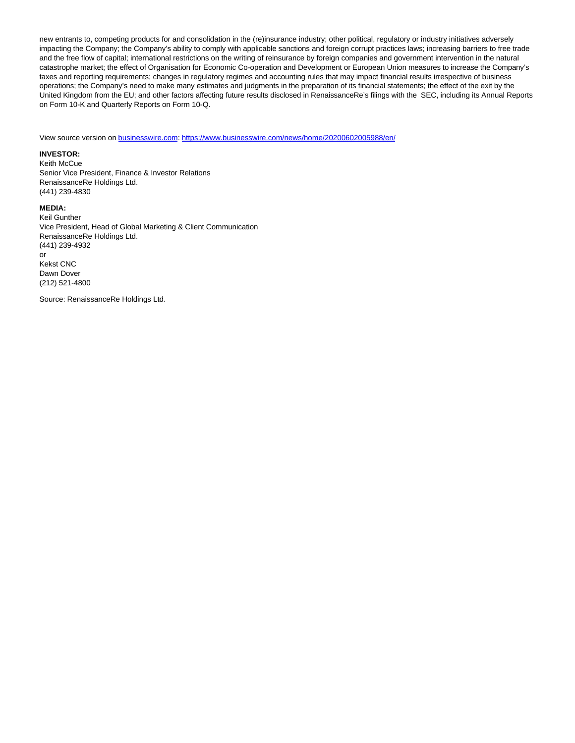new entrants to, competing products for and consolidation in the (re)insurance industry; other political, regulatory or industry initiatives adversely impacting the Company; the Company's ability to comply with applicable sanctions and foreign corrupt practices laws; increasing barriers to free trade and the free flow of capital; international restrictions on the writing of reinsurance by foreign companies and government intervention in the natural catastrophe market; the effect of Organisation for Economic Co-operation and Development or European Union measures to increase the Company's taxes and reporting requirements; changes in regulatory regimes and accounting rules that may impact financial results irrespective of business operations; the Company's need to make many estimates and judgments in the preparation of its financial statements; the effect of the exit by the United Kingdom from the EU; and other factors affecting future results disclosed in RenaissanceRe's filings with the SEC, including its Annual Reports on Form 10-K and Quarterly Reports on Form 10-Q.

View source version on businesswire.com: https://www.businesswire.com/news/home/20200602005988/en/

**INVESTOR:**
Keith McCue
Senior Vice President, Finance & Investor Relations
RenaissanceRe Holdings Ltd.
(441) 239-4830

**MEDIA:**
Keil Gunther
Vice President, Head of Global Marketing & Client Communication
RenaissanceRe Holdings Ltd.
(441) 239-4932
or
Kekst CNC
Dawn Dover
(212) 521-4800

Source: RenaissanceRe Holdings Ltd.